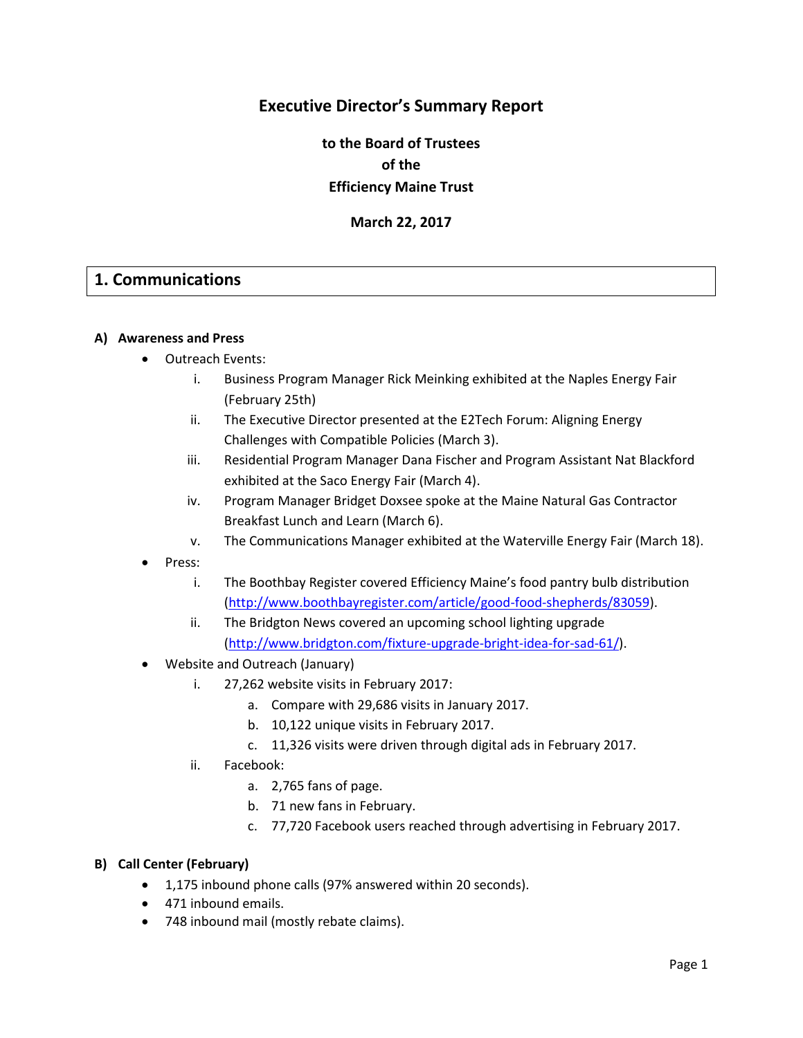# Executive Director's Summary Report

**to the Board of Trustees**
**of the**
**Efficiency Maine Trust**

**March 22, 2017**

## 1. Communications

### A) Awareness and Press

- Outreach Events:
  - i. Business Program Manager Rick Meinking exhibited at the Naples Energy Fair (February 25th)
  - ii. The Executive Director presented at the E2Tech Forum: Aligning Energy Challenges with Compatible Policies (March 3).
  - iii. Residential Program Manager Dana Fischer and Program Assistant Nat Blackford exhibited at the Saco Energy Fair (March 4).
  - iv. Program Manager Bridget Doxsee spoke at the Maine Natural Gas Contractor Breakfast Lunch and Learn (March 6).
  - v. The Communications Manager exhibited at the Waterville Energy Fair (March 18).
- Press:
  - i. The Boothbay Register covered Efficiency Maine's food pantry bulb distribution (http://www.boothbayregister.com/article/good-food-shepherds/83059).
  - ii. The Bridgton News covered an upcoming school lighting upgrade (http://www.bridgton.com/fixture-upgrade-bright-idea-for-sad-61/).
- Website and Outreach (January)
  - i. 27,262 website visits in February 2017:
    - a. Compare with 29,686 visits in January 2017.
    - b. 10,122 unique visits in February 2017.
    - c. 11,326 visits were driven through digital ads in February 2017.
  - ii. Facebook:
    - a. 2,765 fans of page.
    - b. 71 new fans in February.
    - c. 77,720 Facebook users reached through advertising in February 2017.

### B) Call Center (February)

- 1,175 inbound phone calls (97% answered within 20 seconds).
- 471 inbound emails.
- 748 inbound mail (mostly rebate claims).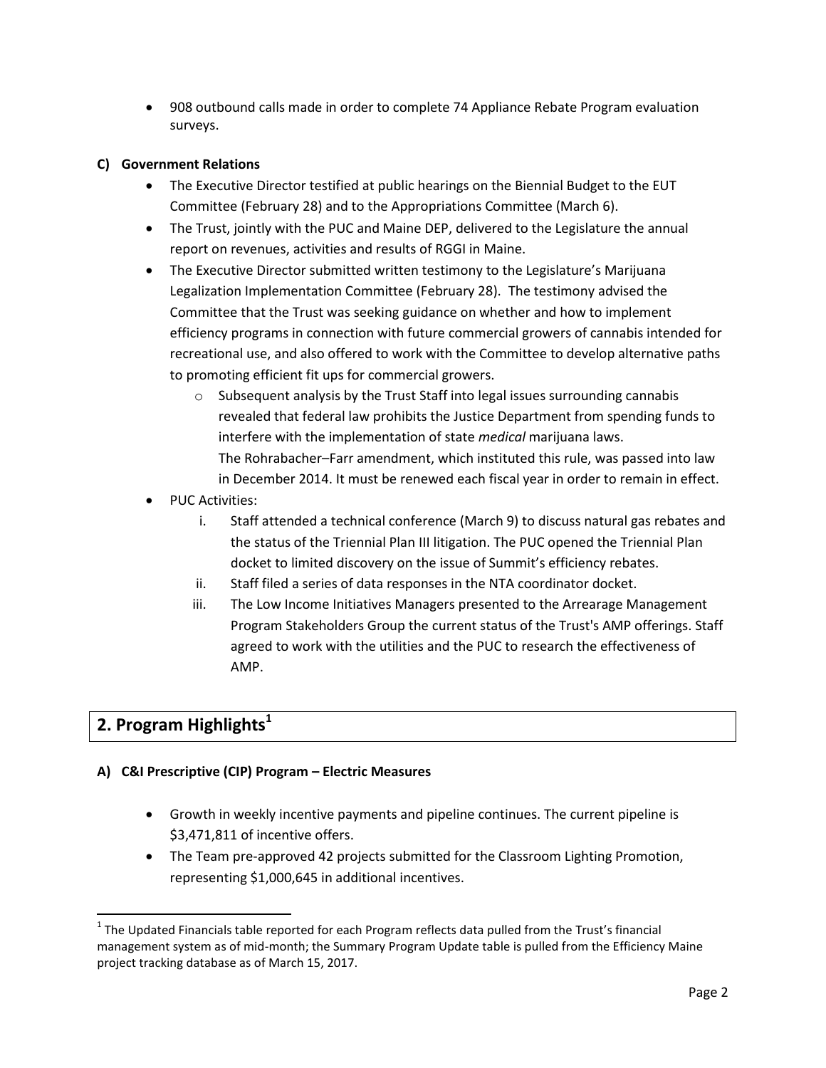- 908 outbound calls made in order to complete 74 Appliance Rebate Program evaluation surveys.

**C) Government Relations**

- The Executive Director testified at public hearings on the Biennial Budget to the EUT Committee (February 28) and to the Appropriations Committee (March 6).
- The Trust, jointly with the PUC and Maine DEP, delivered to the Legislature the annual report on revenues, activities and results of RGGI in Maine.
- The Executive Director submitted written testimony to the Legislature's Marijuana Legalization Implementation Committee (February 28). The testimony advised the Committee that the Trust was seeking guidance on whether and how to implement efficiency programs in connection with future commercial growers of cannabis intended for recreational use, and also offered to work with the Committee to develop alternative paths to promoting efficient fit ups for commercial growers.
    - Subsequent analysis by the Trust Staff into legal issues surrounding cannabis revealed that federal law prohibits the Justice Department from spending funds to interfere with the implementation of state *medical* marijuana laws. The Rohrabacher–Farr amendment, which instituted this rule, was passed into law in December 2014. It must be renewed each fiscal year in order to remain in effect.
- PUC Activities:
    - i. Staff attended a technical conference (March 9) to discuss natural gas rebates and the status of the Triennial Plan III litigation. The PUC opened the Triennial Plan docket to limited discovery on the issue of Summit's efficiency rebates.
    - ii. Staff filed a series of data responses in the NTA coordinator docket.
    - iii. The Low Income Initiatives Managers presented to the Arrearage Management Program Stakeholders Group the current status of the Trust's AMP offerings. Staff agreed to work with the utilities and the PUC to research the effectiveness of AMP.

## 2. Program Highlights[1]

**A) C&I Prescriptive (CIP) Program – Electric Measures**

- Growth in weekly incentive payments and pipeline continues. The current pipeline is $3,471,811 of incentive offers.
- The Team pre-approved 42 projects submitted for the Classroom Lighting Promotion, representing $1,000,645 in additional incentives.

[1] The Updated Financials table reported for each Program reflects data pulled from the Trust's financial management system as of mid-month; the Summary Program Update table is pulled from the Efficiency Maine project tracking database as of March 15, 2017.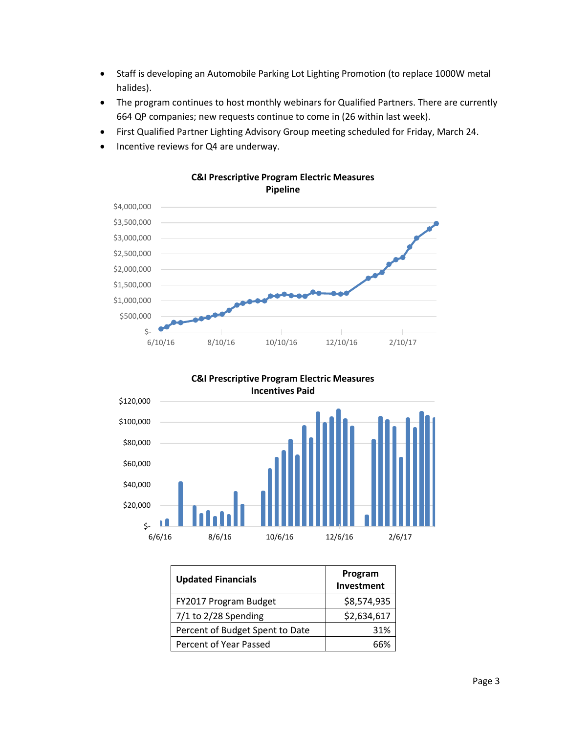- Staff is developing an Automobile Parking Lot Lighting Promotion (to replace 1000W metal halides).
- The program continues to host monthly webinars for Qualified Partners. There are currently 664 QP companies; new requests continue to come in (26 within last week).
- First Qualified Partner Lighting Advisory Group meeting scheduled for Friday, March 24.
- Incentive reviews for Q4 are underway.

**C&I Prescriptive Program Electric Measures Pipeline**

**C&I Prescriptive Program Electric Measures Incentives Paid**

| Updated Financials | Program Investment |
|---|---|
| FY2017 Program Budget | $8,574,935 |
| 7/1 to 2/28 Spending | $2,634,617 |
| Percent of Budget Spent to Date | 31% |
| Percent of Year Passed | 66% |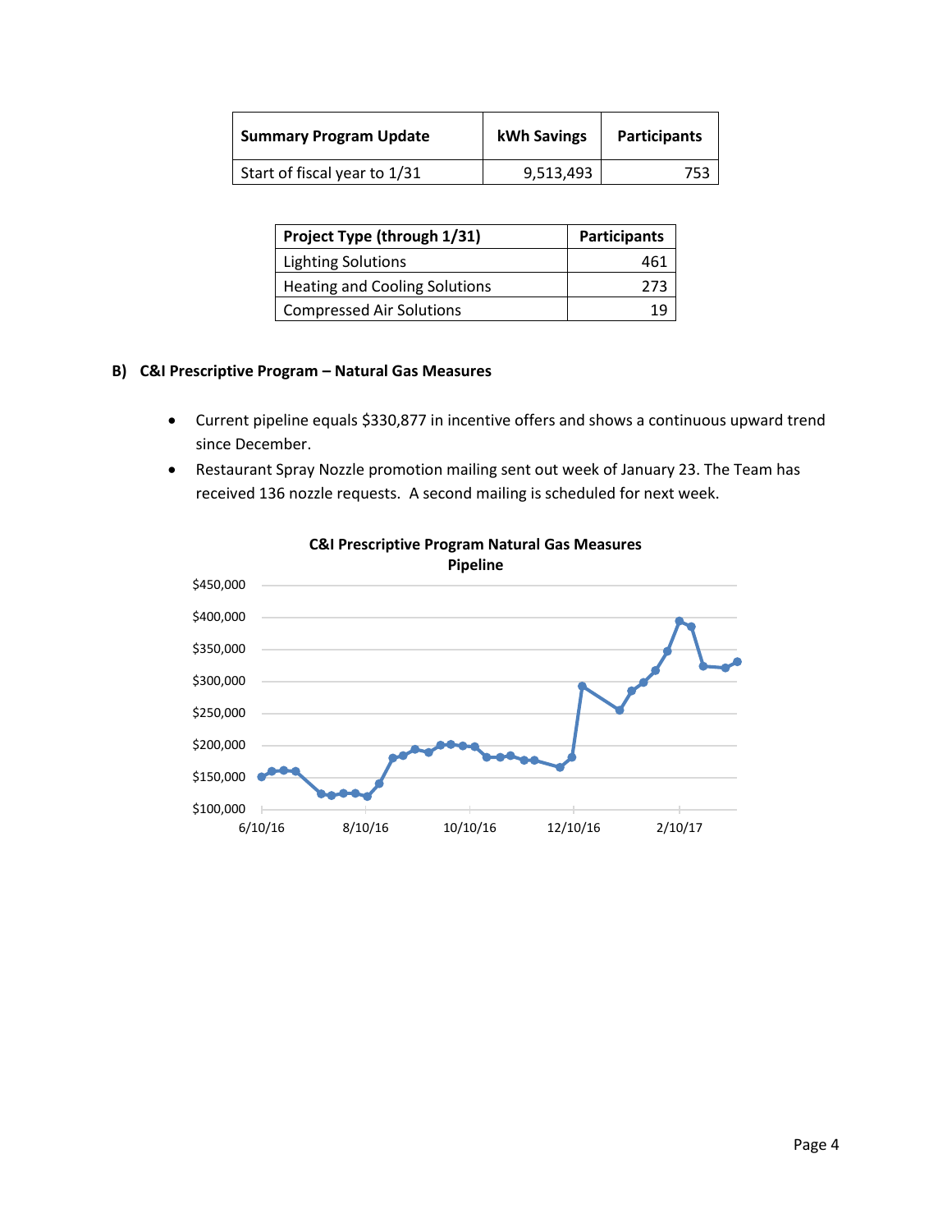| Summary Program Update | kWh Savings | Participants |
|---|---|---|
| Start of fiscal year to 1/31 | 9,513,493 | 753 |

| Project Type (through 1/31) | Participants |
|---|---|
| Lighting Solutions | 461 |
| Heating and Cooling Solutions | 273 |
| Compressed Air Solutions | 19 |

### B) C&I Prescriptive Program – Natural Gas Measures

- Current pipeline equals $330,877 in incentive offers and shows a continuous upward trend since December.
- Restaurant Spray Nozzle promotion mailing sent out week of January 23. The Team has received 136 nozzle requests. A second mailing is scheduled for next week.

**C&I Prescriptive Program Natural Gas Measures Pipeline**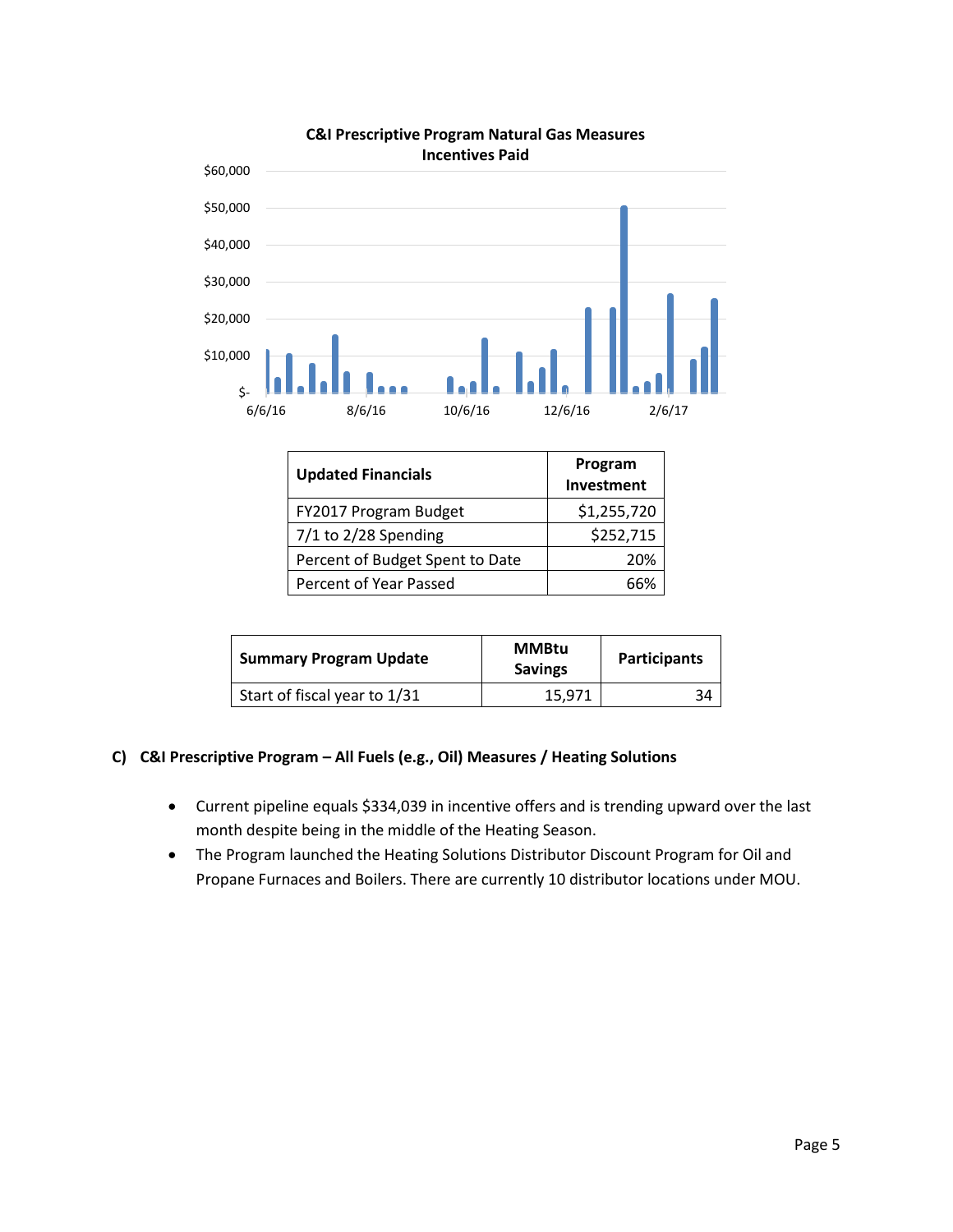**C&I Prescriptive Program Natural Gas Measures Incentives Paid**

| Updated Financials | Program Investment |
|---|---|
| FY2017 Program Budget | $1,255,720 |
| 7/1 to 2/28 Spending | $252,715 |
| Percent of Budget Spent to Date | 20% |
| Percent of Year Passed | 66% |

| Summary Program Update | MMBtu Savings | Participants |
|---|---|---|
| Start of fiscal year to 1/31 | 15,971 | 34 |

### C) C&I Prescriptive Program – All Fuels (e.g., Oil) Measures / Heating Solutions

- Current pipeline equals $334,039 in incentive offers and is trending upward over the last month despite being in the middle of the Heating Season.
- The Program launched the Heating Solutions Distributor Discount Program for Oil and Propane Furnaces and Boilers. There are currently 10 distributor locations under MOU.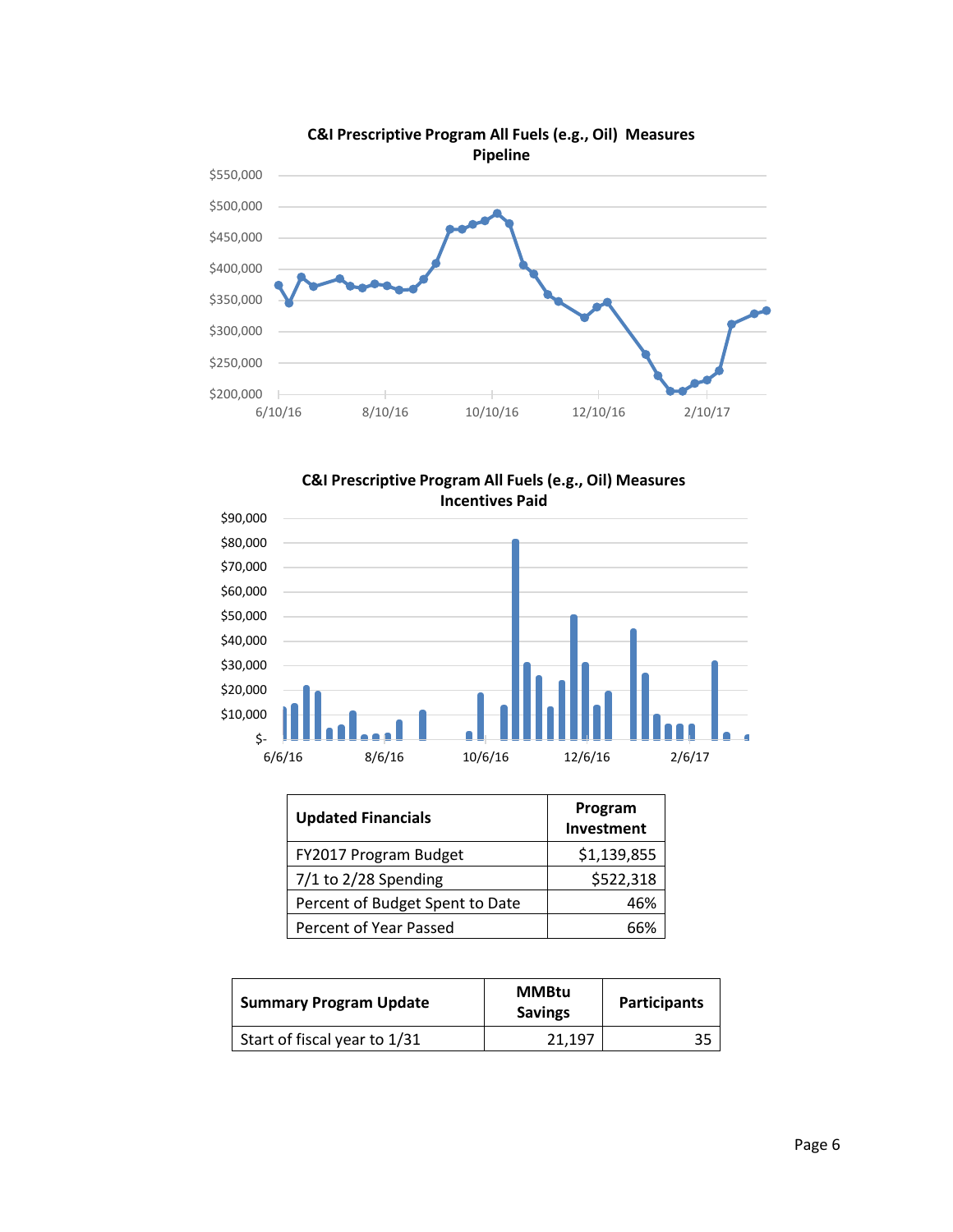**C&I Prescriptive Program All Fuels (e.g., Oil) Measures Pipeline**

**C&I Prescriptive Program All Fuels (e.g., Oil) Measures Incentives Paid**

| Updated Financials | Program Investment |
|---|---|
| FY2017 Program Budget | $1,139,855 |
| 7/1 to 2/28 Spending | $522,318 |
| Percent of Budget Spent to Date | 46% |
| Percent of Year Passed | 66% |

| Summary Program Update | MMBtu Savings | Participants |
|---|---|---|
| Start of fiscal year to 1/31 | 21,197 | 35 |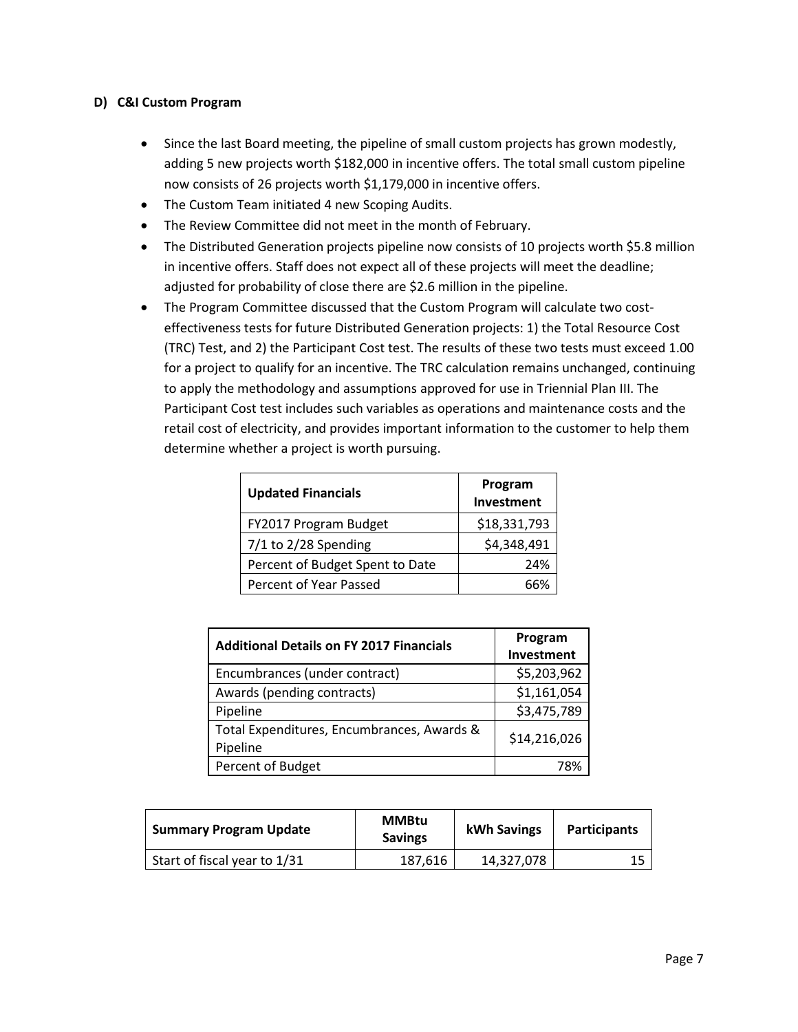### D) C&I Custom Program

- Since the last Board meeting, the pipeline of small custom projects has grown modestly, adding 5 new projects worth $182,000 in incentive offers. The total small custom pipeline now consists of 26 projects worth $1,179,000 in incentive offers.
- The Custom Team initiated 4 new Scoping Audits.
- The Review Committee did not meet in the month of February.
- The Distributed Generation projects pipeline now consists of 10 projects worth $5.8 million in incentive offers. Staff does not expect all of these projects will meet the deadline; adjusted for probability of close there are $2.6 million in the pipeline.
- The Program Committee discussed that the Custom Program will calculate two cost-effectiveness tests for future Distributed Generation projects: 1) the Total Resource Cost (TRC) Test, and 2) the Participant Cost test. The results of these two tests must exceed 1.00 for a project to qualify for an incentive. The TRC calculation remains unchanged, continuing to apply the methodology and assumptions approved for use in Triennial Plan III. The Participant Cost test includes such variables as operations and maintenance costs and the retail cost of electricity, and provides important information to the customer to help them determine whether a project is worth pursuing.

| Updated Financials | Program Investment |
|---|---|
| FY2017 Program Budget | $18,331,793 |
| 7/1 to 2/28 Spending | $4,348,491 |
| Percent of Budget Spent to Date | 24% |
| Percent of Year Passed | 66% |

| Additional Details on FY 2017 Financials | Program Investment |
|---|---|
| Encumbrances (under contract) | $5,203,962 |
| Awards (pending contracts) | $1,161,054 |
| Pipeline | $3,475,789 |
| Total Expenditures, Encumbrances, Awards & Pipeline | $14,216,026 |
| Percent of Budget | 78% |

| Summary Program Update | MMBtu Savings | kWh Savings | Participants |
|---|---|---|---|
| Start of fiscal year to 1/31 | 187,616 | 14,327,078 | 15 |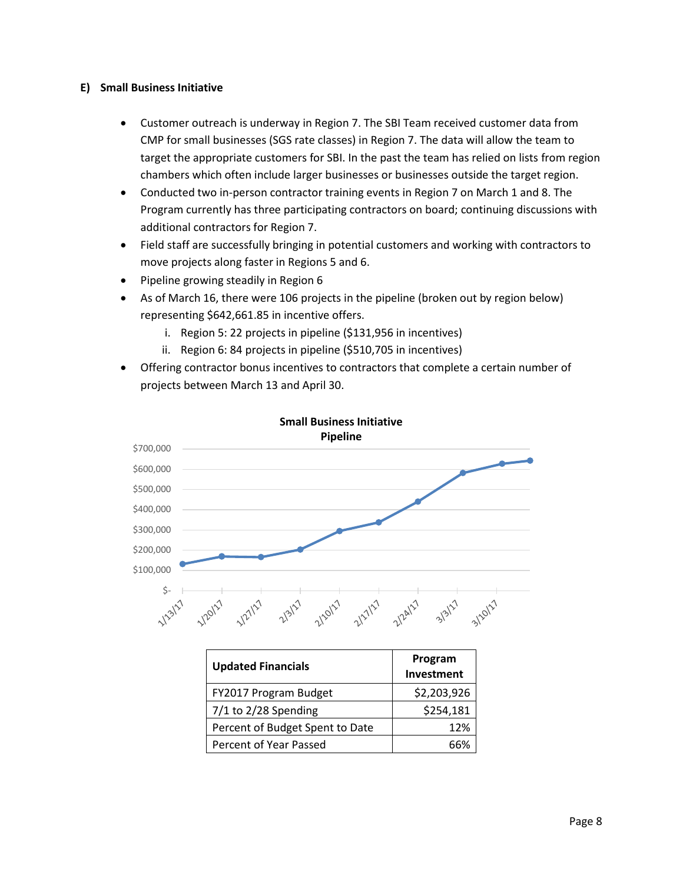## E) Small Business Initiative

- Customer outreach is underway in Region 7. The SBI Team received customer data from CMP for small businesses (SGS rate classes) in Region 7. The data will allow the team to target the appropriate customers for SBI. In the past the team has relied on lists from region chambers which often include larger businesses or businesses outside the target region.
- Conducted two in-person contractor training events in Region 7 on March 1 and 8. The Program currently has three participating contractors on board; continuing discussions with additional contractors for Region 7.
- Field staff are successfully bringing in potential customers and working with contractors to move projects along faster in Regions 5 and 6.
- Pipeline growing steadily in Region 6
- As of March 16, there were 106 projects in the pipeline (broken out by region below) representing $642,661.85 in incentive offers.
  i. Region 5: 22 projects in pipeline ($131,956 in incentives)
  ii. Region 6: 84 projects in pipeline ($510,705 in incentives)
- Offering contractor bonus incentives to contractors that complete a certain number of projects between March 13 and April 30.

**Small Business Initiative Pipeline**

| Updated Financials | Program Investment |
|---|---|
| FY2017 Program Budget | $2,203,926 |
| 7/1 to 2/28 Spending | $254,181 |
| Percent of Budget Spent to Date | 12% |
| Percent of Year Passed | 66% |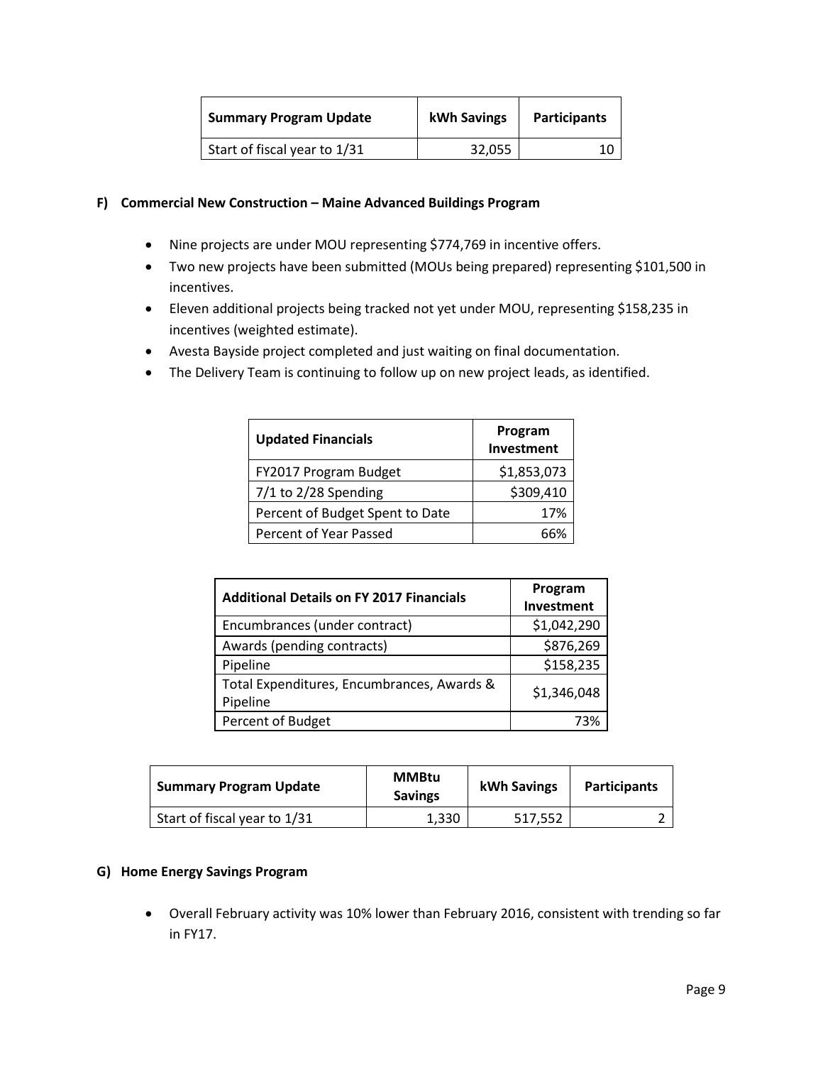| Summary Program Update | kWh Savings | Participants |
|---|---|---|
| Start of fiscal year to 1/31 | 32,055 | 10 |

### F) Commercial New Construction – Maine Advanced Buildings Program

- Nine projects are under MOU representing $774,769 in incentive offers.
- Two new projects have been submitted (MOUs being prepared) representing $101,500 in incentives.
- Eleven additional projects being tracked not yet under MOU, representing $158,235 in incentives (weighted estimate).
- Avesta Bayside project completed and just waiting on final documentation.
- The Delivery Team is continuing to follow up on new project leads, as identified.

| Updated Financials | Program Investment |
|---|---|
| FY2017 Program Budget | $1,853,073 |
| 7/1 to 2/28 Spending | $309,410 |
| Percent of Budget Spent to Date | 17% |
| Percent of Year Passed | 66% |

| Additional Details on FY 2017 Financials | Program Investment |
|---|---|
| Encumbrances (under contract) | $1,042,290 |
| Awards (pending contracts) | $876,269 |
| Pipeline | $158,235 |
| Total Expenditures, Encumbrances, Awards & Pipeline | $1,346,048 |
| Percent of Budget | 73% |

| Summary Program Update | MMBtu Savings | kWh Savings | Participants |
|---|---|---|---|
| Start of fiscal year to 1/31 | 1,330 | 517,552 | 2 |

### G) Home Energy Savings Program

- Overall February activity was 10% lower than February 2016, consistent with trending so far in FY17.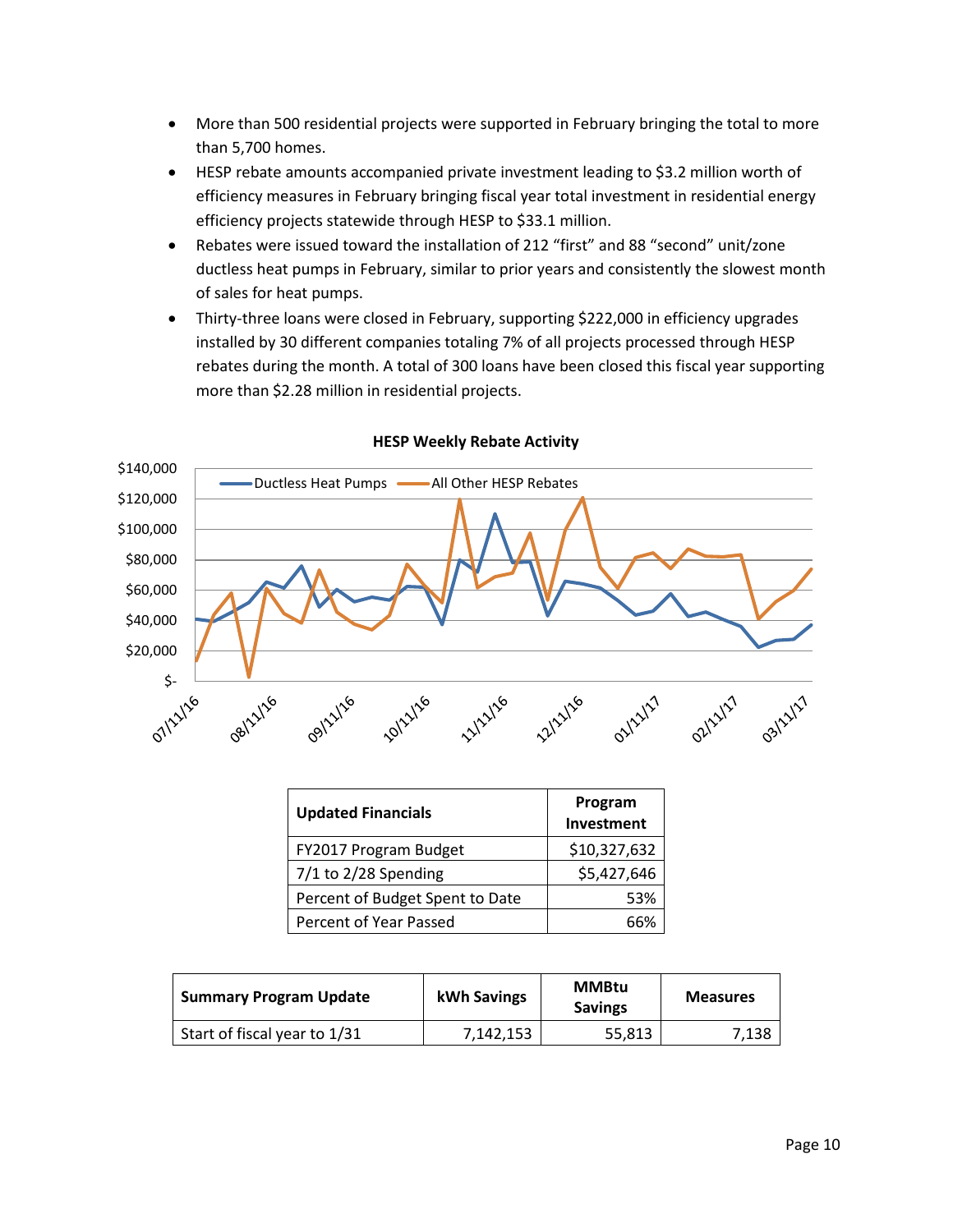- More than 500 residential projects were supported in February bringing the total to more than 5,700 homes.
- HESP rebate amounts accompanied private investment leading to $3.2 million worth of efficiency measures in February bringing fiscal year total investment in residential energy efficiency projects statewide through HESP to $33.1 million.
- Rebates were issued toward the installation of 212 “first” and 88 “second” unit/zone ductless heat pumps in February, similar to prior years and consistently the slowest month of sales for heat pumps.
- Thirty-three loans were closed in February, supporting $222,000 in efficiency upgrades installed by 30 different companies totaling 7% of all projects processed through HESP rebates during the month. A total of 300 loans have been closed this fiscal year supporting more than $2.28 million in residential projects.

**HESP Weekly Rebate Activity**

| Updated Financials | Program Investment |
|---|---|
| FY2017 Program Budget | $10,327,632 |
| 7/1 to 2/28 Spending | $5,427,646 |
| Percent of Budget Spent to Date | 53% |
| Percent of Year Passed | 66% |

| Summary Program Update | kWh Savings | MMBtu Savings | Measures |
|---|---|---|---|
| Start of fiscal year to 1/31 | 7,142,153 | 55,813 | 7,138 |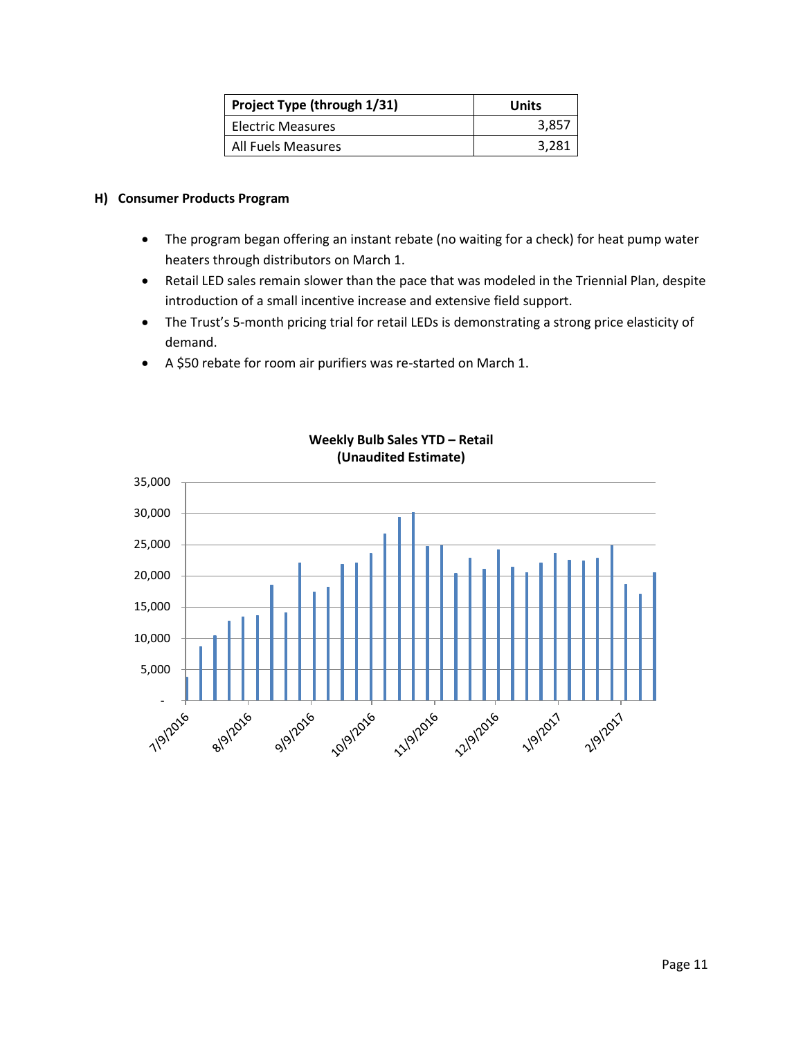| Project Type (through 1/31) | Units |
|---|---|
| Electric Measures | 3,857 |
| All Fuels Measures | 3,281 |

### H) Consumer Products Program

- The program began offering an instant rebate (no waiting for a check) for heat pump water heaters through distributors on March 1.
- Retail LED sales remain slower than the pace that was modeled in the Triennial Plan, despite introduction of a small incentive increase and extensive field support.
- The Trust's 5-month pricing trial for retail LEDs is demonstrating a strong price elasticity of demand.
- A $50 rebate for room air purifiers was re-started on March 1.

**Weekly Bulb Sales YTD – Retail (Unaudited Estimate)**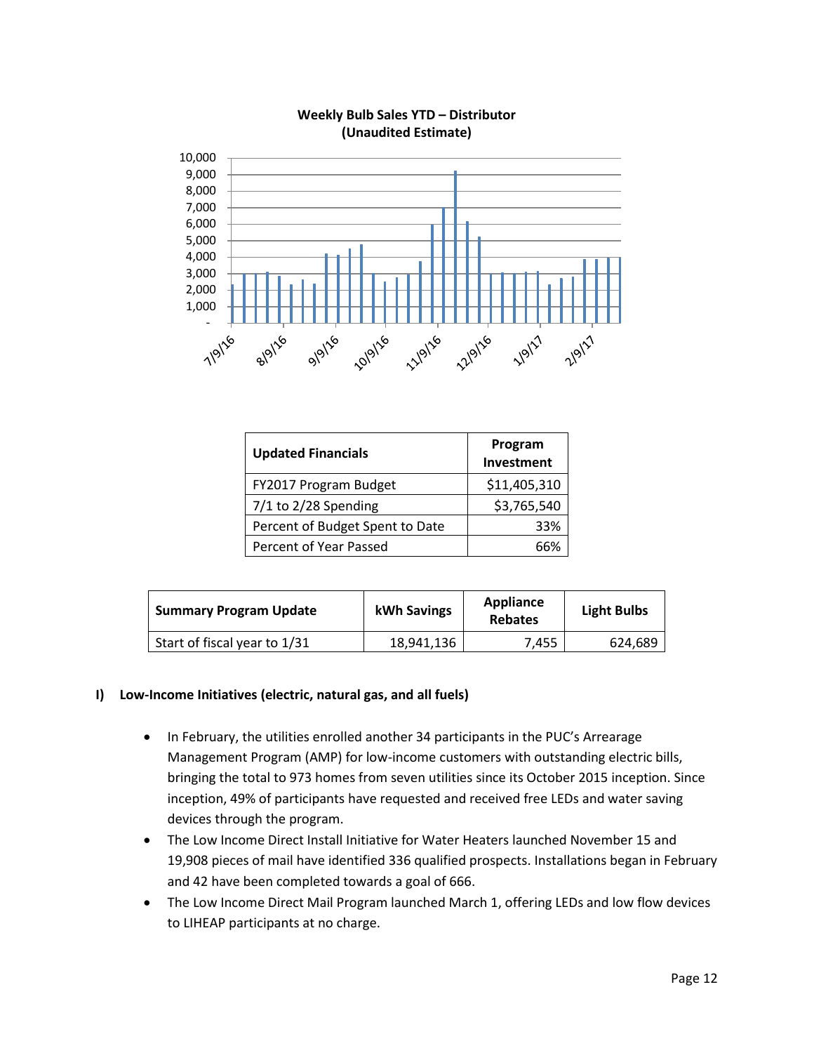**Weekly Bulb Sales YTD – Distributor (Unaudited Estimate)**

| Updated Financials | Program Investment |
|---|---|
| FY2017 Program Budget | $11,405,310 |
| 7/1 to 2/28 Spending | $3,765,540 |
| Percent of Budget Spent to Date | 33% |
| Percent of Year Passed | 66% |

| Summary Program Update | kWh Savings | Appliance Rebates | Light Bulbs |
|---|---|---|---|
| Start of fiscal year to 1/31 | 18,941,136 | 7,455 | 624,689 |

## I) Low-Income Initiatives (electric, natural gas, and all fuels)

- In February, the utilities enrolled another 34 participants in the PUC's Arrearage Management Program (AMP) for low-income customers with outstanding electric bills, bringing the total to 973 homes from seven utilities since its October 2015 inception. Since inception, 49% of participants have requested and received free LEDs and water saving devices through the program.
- The Low Income Direct Install Initiative for Water Heaters launched November 15 and 19,908 pieces of mail have identified 336 qualified prospects. Installations began in February and 42 have been completed towards a goal of 666.
- The Low Income Direct Mail Program launched March 1, offering LEDs and low flow devices to LIHEAP participants at no charge.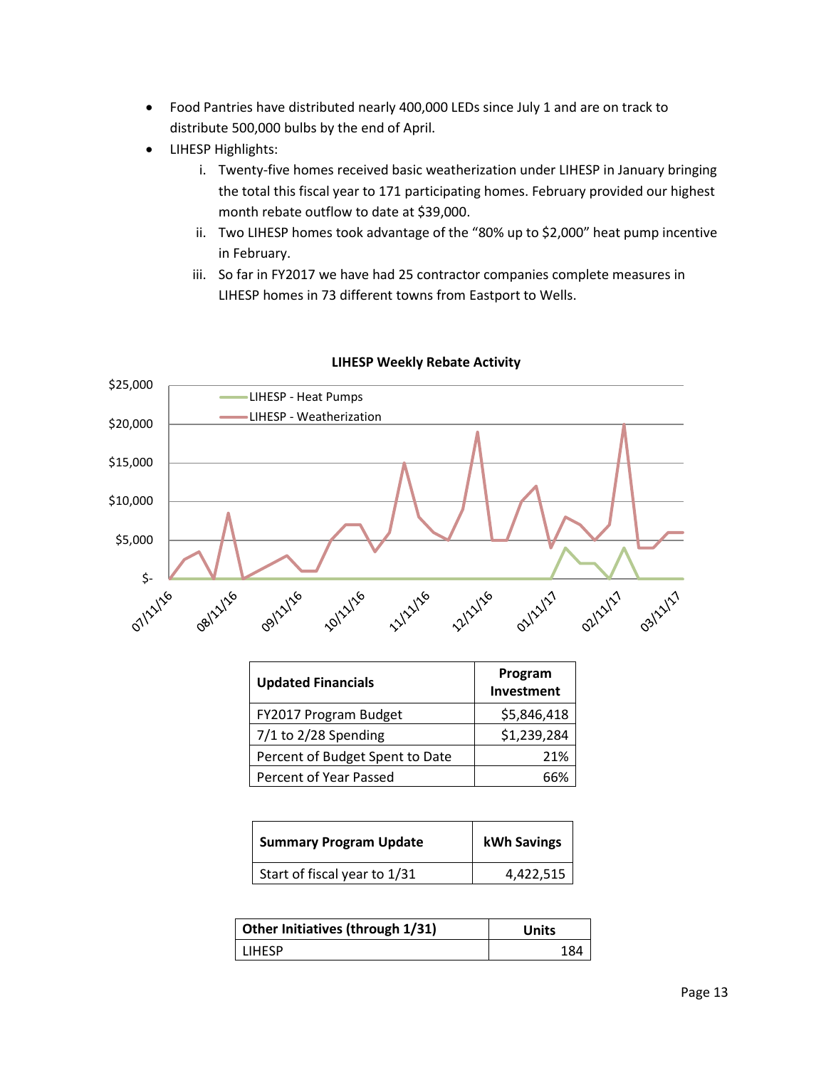- Food Pantries have distributed nearly 400,000 LEDs since July 1 and are on track to distribute 500,000 bulbs by the end of April.
- LIHESP Highlights:
    - i. Twenty-five homes received basic weatherization under LIHESP in January bringing the total this fiscal year to 171 participating homes. February provided our highest month rebate outflow to date at $39,000.
    - ii. Two LIHESP homes took advantage of the "80% up to $2,000" heat pump incentive in February.
    - iii. So far in FY2017 we have had 25 contractor companies complete measures in LIHESP homes in 73 different towns from Eastport to Wells.

**LIHESP Weekly Rebate Activity**

| Updated Financials | Program Investment |
|---|---|
| FY2017 Program Budget | $5,846,418 |
| 7/1 to 2/28 Spending | $1,239,284 |
| Percent of Budget Spent to Date | 21% |
| Percent of Year Passed | 66% |

| Summary Program Update | kWh Savings |
|---|---|
| Start of fiscal year to 1/31 | 4,422,515 |

| Other Initiatives (through 1/31) | Units |
|---|---|
| LIHESP | 184 |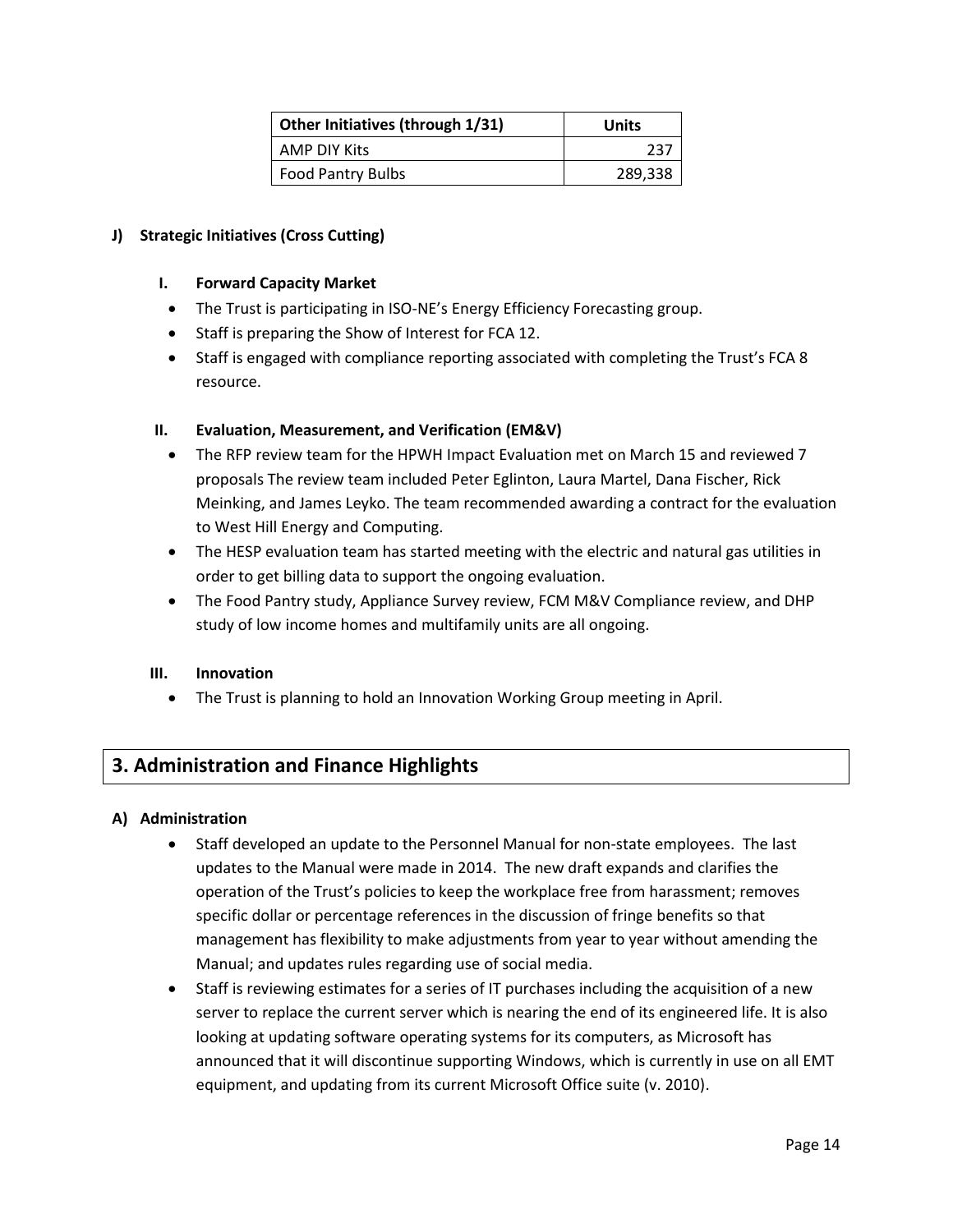| Other Initiatives (through 1/31) | Units |
| --- | --- |
| AMP DIY Kits | 237 |
| Food Pantry Bulbs | 289,338 |

### J) Strategic Initiatives (Cross Cutting)

#### I. Forward Capacity Market

- The Trust is participating in ISO-NE's Energy Efficiency Forecasting group.
- Staff is preparing the Show of Interest for FCA 12.
- Staff is engaged with compliance reporting associated with completing the Trust's FCA 8 resource.

#### II. Evaluation, Measurement, and Verification (EM&V)

- The RFP review team for the HPWH Impact Evaluation met on March 15 and reviewed 7 proposals The review team included Peter Eglinton, Laura Martel, Dana Fischer, Rick Meinking, and James Leyko. The team recommended awarding a contract for the evaluation to West Hill Energy and Computing.
- The HESP evaluation team has started meeting with the electric and natural gas utilities in order to get billing data to support the ongoing evaluation.
- The Food Pantry study, Appliance Survey review, FCM M&V Compliance review, and DHP study of low income homes and multifamily units are all ongoing.

#### III. Innovation

- The Trust is planning to hold an Innovation Working Group meeting in April.

## 3. Administration and Finance Highlights

### A) Administration

- Staff developed an update to the Personnel Manual for non-state employees. The last updates to the Manual were made in 2014. The new draft expands and clarifies the operation of the Trust's policies to keep the workplace free from harassment; removes specific dollar or percentage references in the discussion of fringe benefits so that management has flexibility to make adjustments from year to year without amending the Manual; and updates rules regarding use of social media.
- Staff is reviewing estimates for a series of IT purchases including the acquisition of a new server to replace the current server which is nearing the end of its engineered life. It is also looking at updating software operating systems for its computers, as Microsoft has announced that it will discontinue supporting Windows, which is currently in use on all EMT equipment, and updating from its current Microsoft Office suite (v. 2010).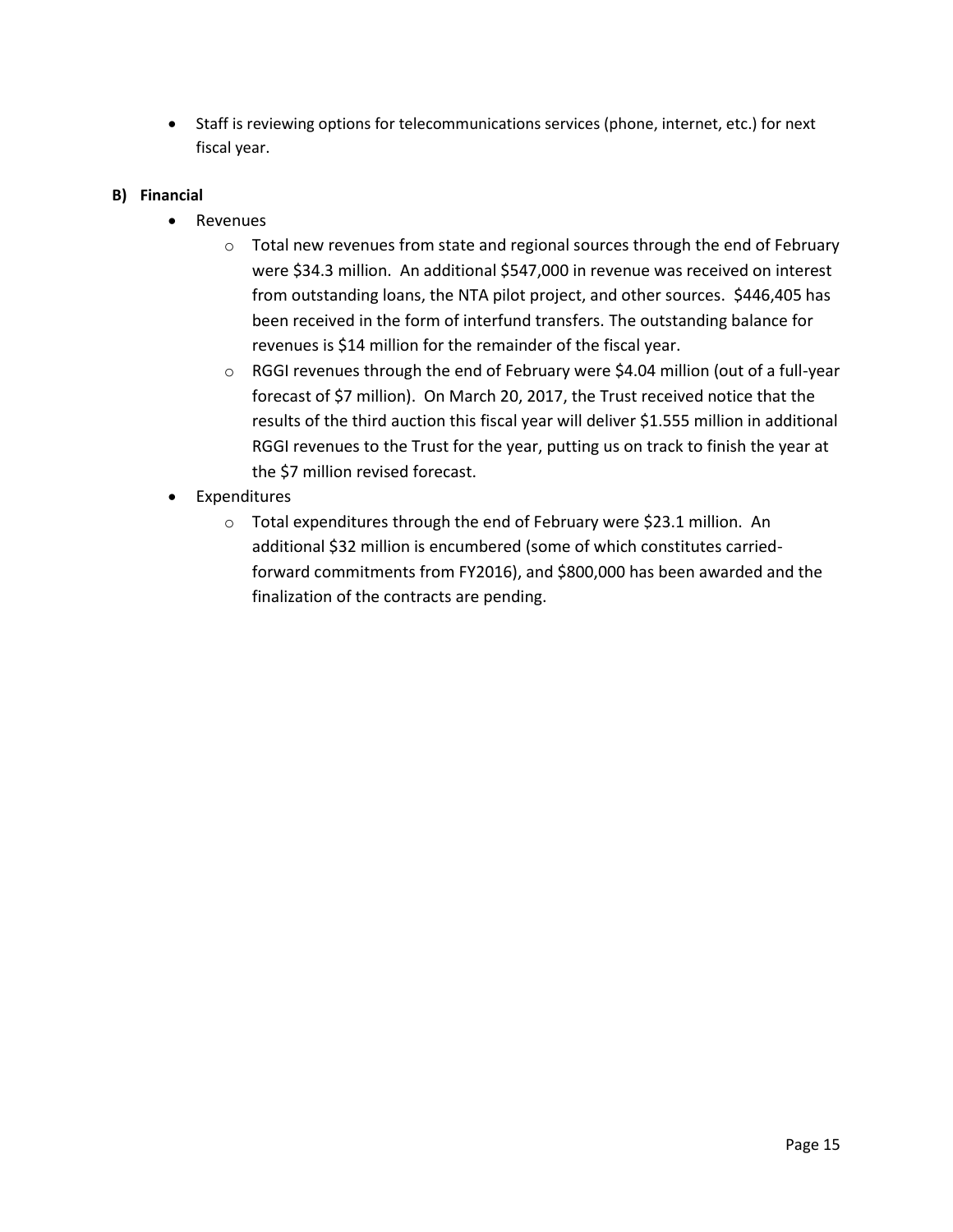- Staff is reviewing options for telecommunications services (phone, internet, etc.) for next fiscal year.

**B) Financial**

- Revenues
  - Total new revenues from state and regional sources through the end of February were $34.3 million. An additional $547,000 in revenue was received on interest from outstanding loans, the NTA pilot project, and other sources. $446,405 has been received in the form of interfund transfers. The outstanding balance for revenues is $14 million for the remainder of the fiscal year.
  - RGGI revenues through the end of February were $4.04 million (out of a full-year forecast of $7 million). On March 20, 2017, the Trust received notice that the results of the third auction this fiscal year will deliver $1.555 million in additional RGGI revenues to the Trust for the year, putting us on track to finish the year at the $7 million revised forecast.
- Expenditures
  - Total expenditures through the end of February were $23.1 million. An additional $32 million is encumbered (some of which constitutes carried-forward commitments from FY2016), and $800,000 has been awarded and the finalization of the contracts are pending.